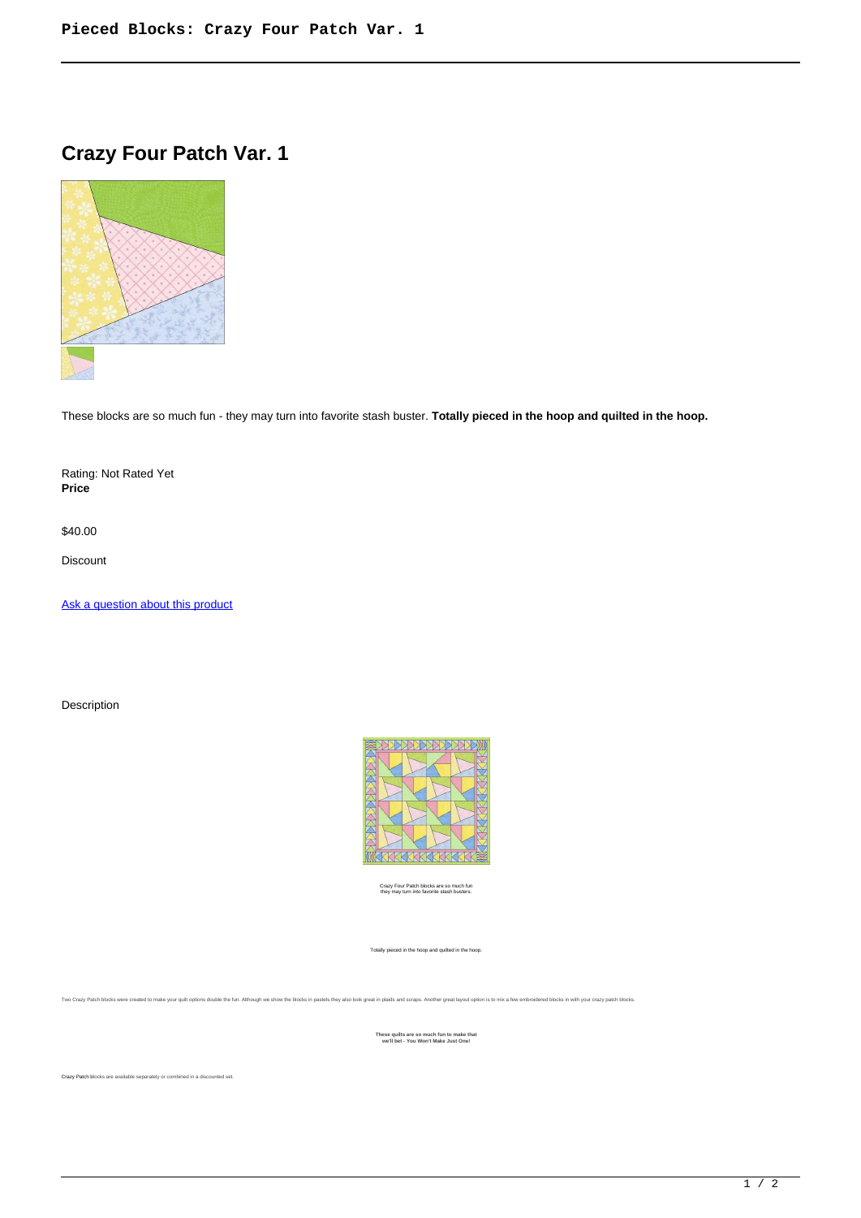# Crazy Four Patch Var. 1

These blocks are so much fun - they may turn into favorite stash buster. **Totally pieced in the hoop and quilted in the hoop.**

Rating: Not Rated Yet
**Price**

$40.00

Discount

Ask a question about this product

Description

Crazy Four Patch blocks are so much fun
they may turn into favorite stash busters.

Totally pieced in the hoop and quilted in the hoop.

Two Crazy Patch blocks were created to make your quilt options double the fun. Although we show the blocks in pastels they also look great in plaids and scraps. Another great layout option is to mix a few embroidered blocks in with your crazy patch blocks.

**These quilts are so much fun to make that
we'll bet - You Won't Make Just One!**

Crazy Patch blocks are available separately or combined in a discounted set.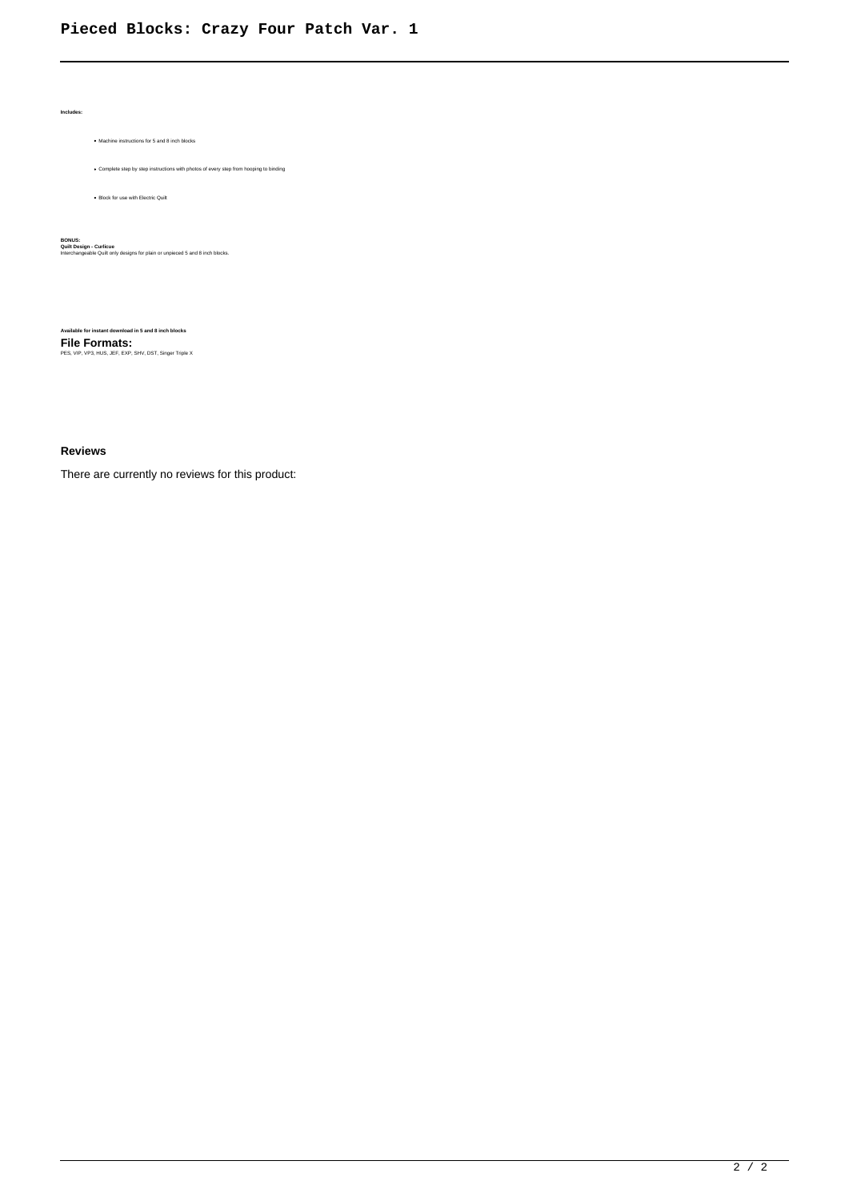# Pieced Blocks: Crazy Four Patch Var. 1

**Includes:**

- Machine instructions for 5 and 8 inch blocks
- Complete step by step instructions with photos of every step from hooping to binding
- Block for use with Electric Quilt

**BONUS:**
**Quilt Design - Curlicue**
Interchangeable Quilt only designs for plain or unpieced 5 and 8 inch blocks.

**Available for instant download in 5 and 8 inch blocks**

**File Formats:**
PES, VIP, VP3, HUS, JEF, EXP, SHV, DST, Singer Triple X

### Reviews

There are currently no reviews for this product: